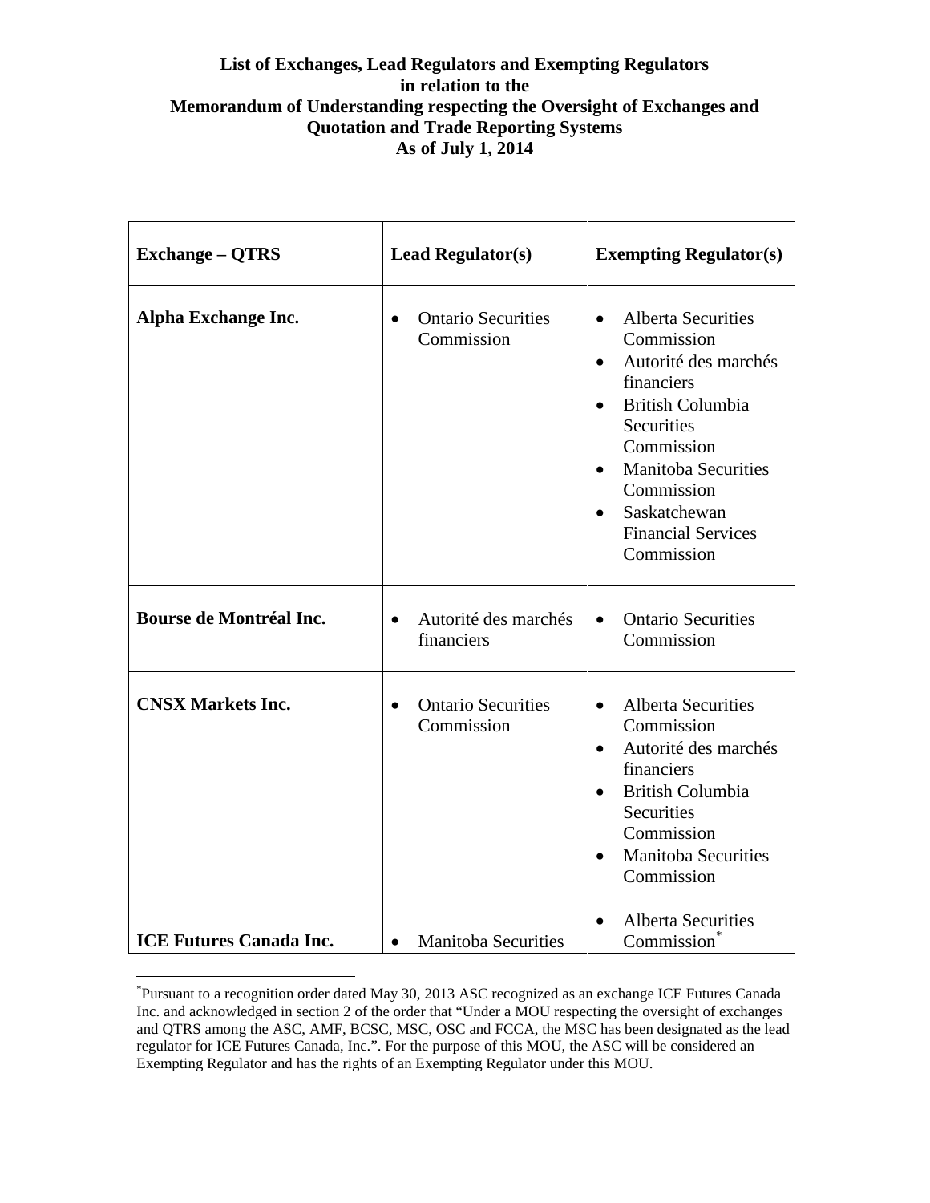**List of Exchanges, Lead Regulators and Exempting Regulators**
**in relation to the**
**Memorandum of Understanding respecting the Oversight of Exchanges and Quotation and Trade Reporting Systems**
**As of July 1, 2014**

| Exchange – QTRS | Lead Regulator(s) | Exempting Regulator(s) |
|---|---|---|
| **Alpha Exchange Inc.** | • Ontario Securities Commission | • Alberta Securities Commission<br>• Autorité des marchés financiers<br>• British Columbia Securities Commission<br>• Manitoba Securities Commission<br>• Saskatchewan Financial Services Commission |
| **Bourse de Montréal Inc.** | • Autorité des marchés financiers | • Ontario Securities Commission |
| **CNSX Markets Inc.** | • Ontario Securities Commission | • Alberta Securities Commission<br>• Autorité des marchés financiers<br>• British Columbia Securities Commission<br>• Manitoba Securities Commission |
| **ICE Futures Canada Inc.** | • Manitoba Securities | • Alberta Securities Commission* |

*Pursuant to a recognition order dated May 30, 2013 ASC recognized as an exchange ICE Futures Canada Inc. and acknowledged in section 2 of the order that "Under a MOU respecting the oversight of exchanges and QTRS among the ASC, AMF, BCSC, MSC, OSC and FCCA, the MSC has been designated as the lead regulator for ICE Futures Canada, Inc.". For the purpose of this MOU, the ASC will be considered an Exempting Regulator and has the rights of an Exempting Regulator under this MOU.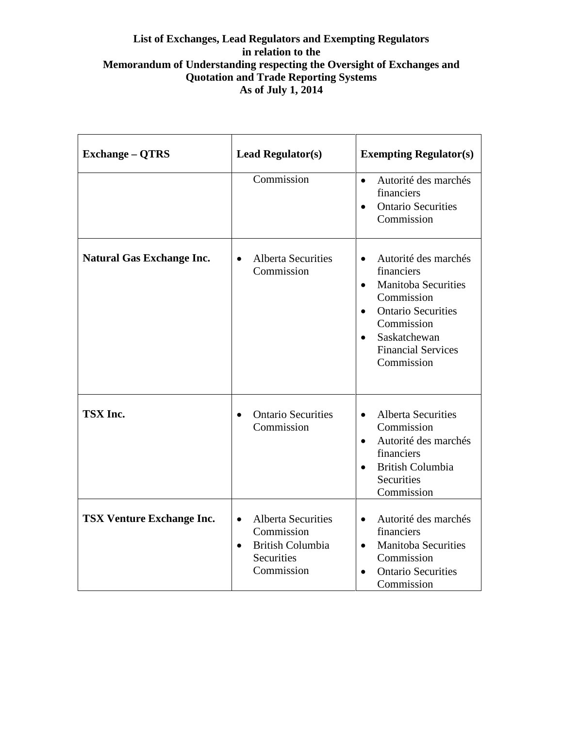**List of Exchanges, Lead Regulators and Exempting Regulators in relation to the Memorandum of Understanding respecting the Oversight of Exchanges and Quotation and Trade Reporting Systems As of July 1, 2014**

| Exchange – QTRS | Lead Regulator(s) | Exempting Regulator(s) |
|---|---|---|
| | Commission | • Autorité des marchés financiers<br>• Ontario Securities Commission |
| **Natural Gas Exchange Inc.** | • Alberta Securities Commission | • Autorité des marchés financiers<br>• Manitoba Securities Commission<br>• Ontario Securities Commission<br>• Saskatchewan Financial Services Commission |
| **TSX Inc.** | • Ontario Securities Commission | • Alberta Securities Commission<br>• Autorité des marchés financiers<br>• British Columbia Securities Commission |
| **TSX Venture Exchange Inc.** | • Alberta Securities Commission<br>• British Columbia Securities Commission | • Autorité des marchés financiers<br>• Manitoba Securities Commission<br>• Ontario Securities Commission |